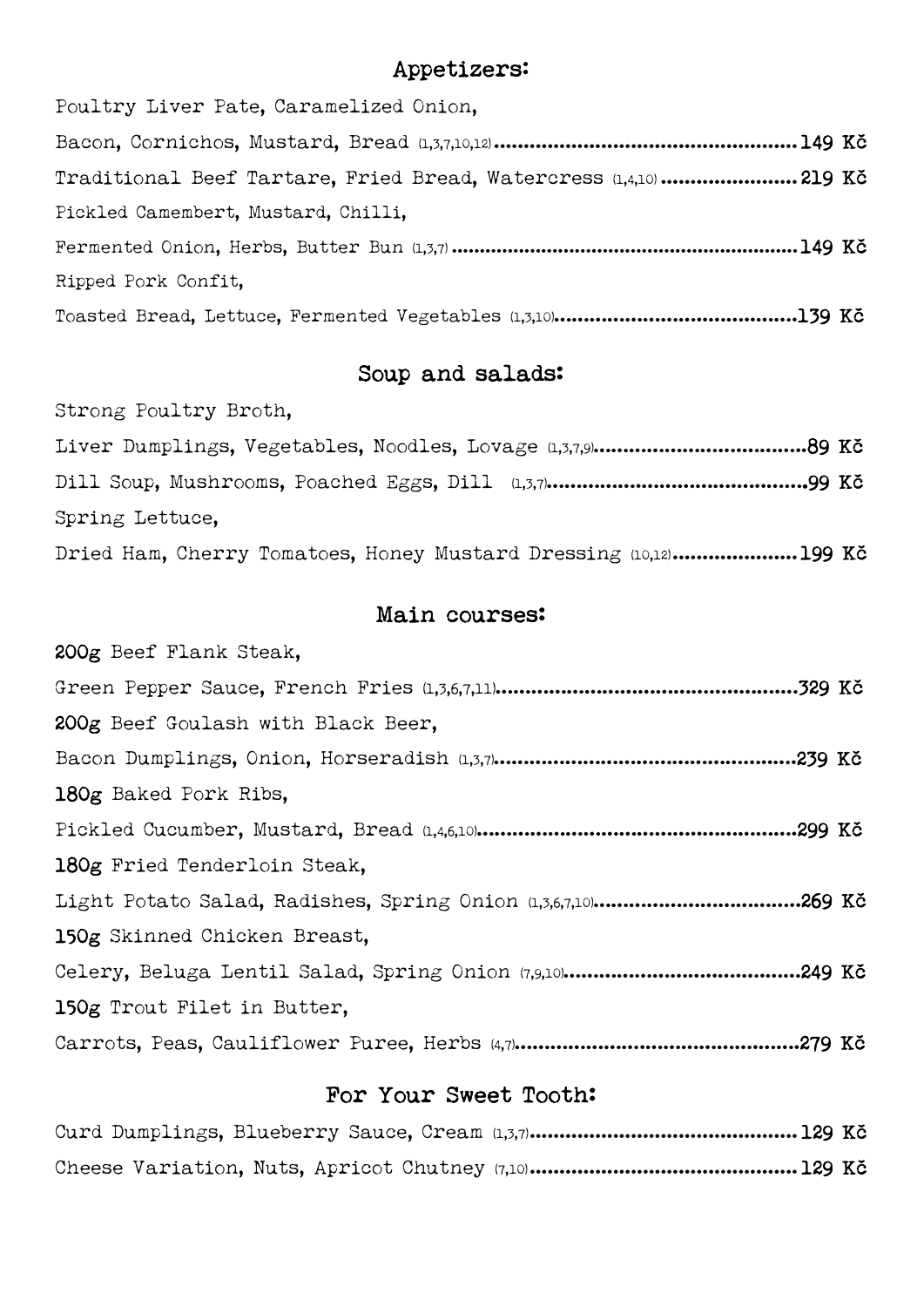## Appetizers:

Poultry Liver Pate, Caramelized Onion,
Bacon, Cornichos, Mustard, Bread (1,3,7,10,12)....................149 Kč

Traditional Beef Tartare, Fried Bread, Watercress (1,4,10)....................219 Kč

Pickled Camembert, Mustard, Chilli,
Fermented Onion, Herbs, Butter Bun (1,3,7)....................149 Kč

Ripped Pork Confit,
Toasted Bread, Lettuce, Fermented Vegetables (1,3,10)....................139 Kč

## Soup and salads:

Strong Poultry Broth,
Liver Dumplings, Vegetables, Noodles, Lovage (1,3,7,9)....................89 Kč

Dill Soup, Mushrooms, Poached Eggs, Dill (1,3,7)....................99 Kč

Spring Lettuce,
Dried Ham, Cherry Tomatoes, Honey Mustard Dressing (10,12)....................199 Kč

## Main courses:

**200g** Beef Flank Steak,
Green Pepper Sauce, French Fries (1,3,6,7,11)....................329 Kč

**200g** Beef Goulash with Black Beer,
Bacon Dumplings, Onion, Horseradish (1,3,7)....................239 Kč

**180g** Baked Pork Ribs,
Pickled Cucumber, Mustard, Bread (1,4,6,10)....................299 Kč

**180g** Fried Tenderloin Steak,
Light Potato Salad, Radishes, Spring Onion (1,3,6,7,10)....................269 Kč

**150g** Skinned Chicken Breast,
Celery, Beluga Lentil Salad, Spring Onion (7,9,10)....................249 Kč

**150g** Trout Filet in Butter,
Carrots, Peas, Cauliflower Puree, Herbs (4,7)....................279 Kč

## For Your Sweet Tooth:

Curd Dumplings, Blueberry Sauce, Cream (1,3,7)....................129 Kč

Cheese Variation, Nuts, Apricot Chutney (7,10)....................129 Kč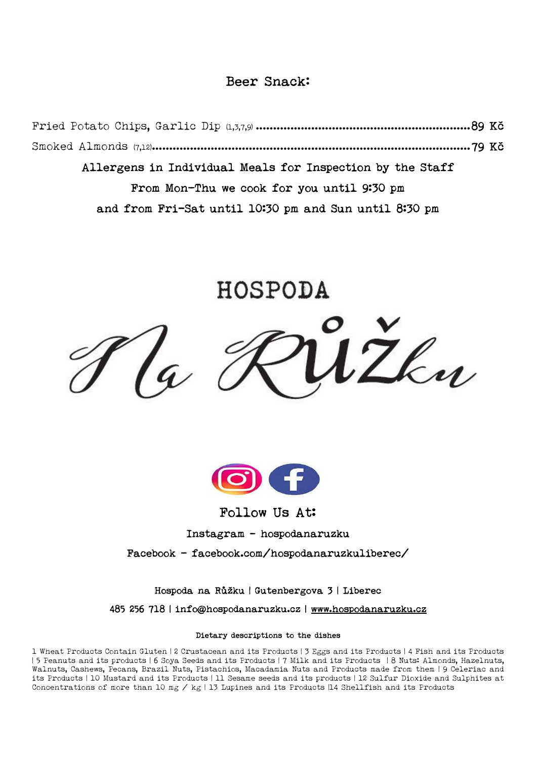## Beer Snack:

Fried Potato Chips, Garlic Dip (1,3,7,9) ............................................................89 Kč

Smoked Almonds (7,12)................................................................................79 Kč

**Allergens in Individual Meals for Inspection by the Staff**

**From Mon-Thu we cook for you until 9:30 pm**

**and from Fri-Sat until 10:30 pm and Sun until 8:30 pm**

HOSPODA

Na Růžku

Follow Us At:

Instagram - hospodanaruzku

Facebook - facebook.com/hospodanaruzkuliberec/

Hospoda na Růžku | Gutenbergova 3 | Liberec

485 256 718 | info@hospodanaruzku.cz | www.hospodanaruzku.cz

**Dietary descriptions to the dishes**

1 Wheat Products Contain Gluten | 2 Crustacean and its Products | 3 Eggs and its Products | 4 Fish and its Products | 5 Peanuts and its products | 6 Soya Seeds and its Products | 7 Milk and its Products | 8 Nuts: Almonds, Hazelnuts, Walnuts, Cashews, Pecans, Brazil Nuts, Pistachios, Macadamia Nuts and Products made from them | 9 Celeriac and its Products | 10 Mustard and its Products | 11 Sesame seeds and its products | 12 Sulfur Dioxide and Sulphites at Concentrations of more than 10 mg / kg | 13 Lupines and its Products |14 Shellfish and its Products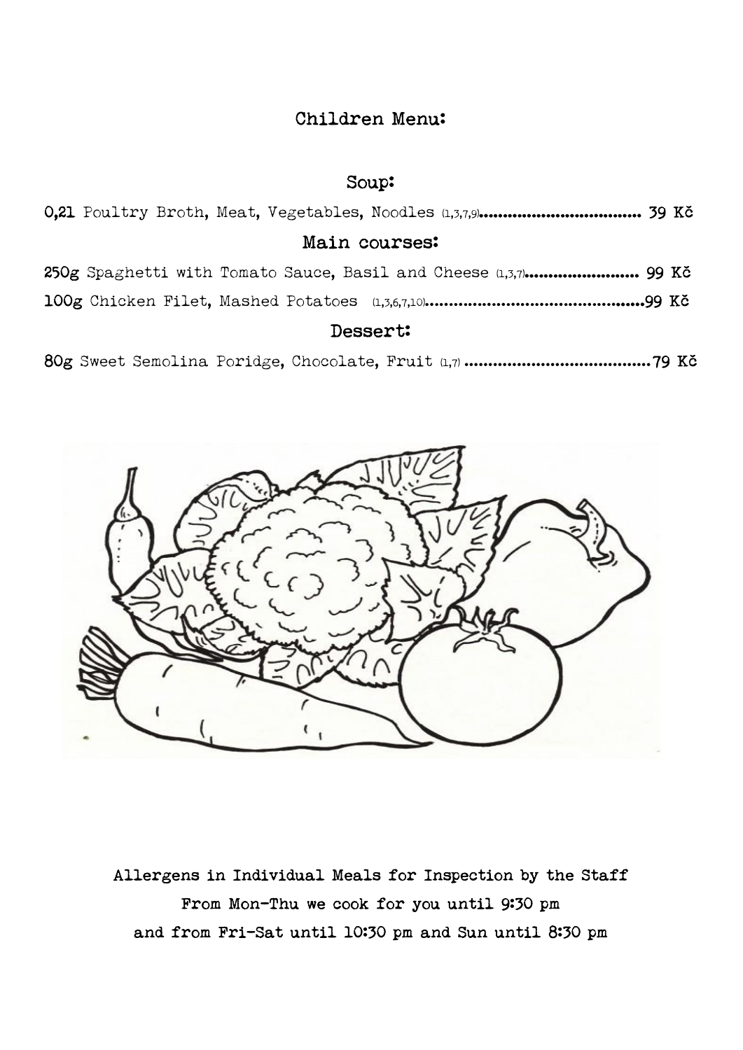# Children Menu:

## Soup:

**0,2l** Poultry Broth, Meat, Vegetables, Noodles (1,3,7,9)................................... **39 Kč**

## Main courses:

**250g** Spaghetti with Tomato Sauce, Basil and Cheese (1,3,7)......................... **99 Kč**

**100g** Chicken Filet, Mashed Potatoes (1,3,6,7,10)...............................................**99 Kč**

## Dessert:

**80g** Sweet Semolina Poridge, Chocolate, Fruit (1,7) .......................................**79 Kč**

Allergens in Individual Meals for Inspection by the Staff

From Mon-Thu we cook for you until 9:30 pm

and from Fri-Sat until 10:30 pm and Sun until 8:30 pm